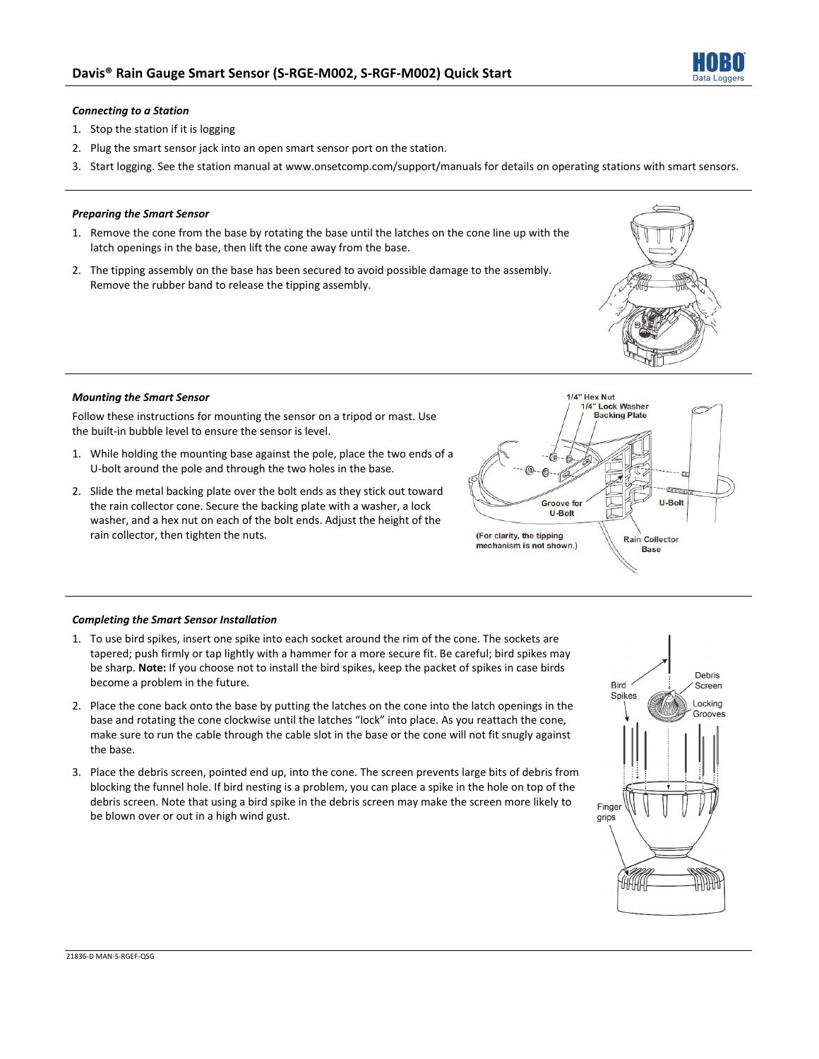# Davis® Rain Gauge Smart Sensor (S-RGE-M002, S-RGF-M002) Quick Start

### *Connecting to a Station*

1. Stop the station if it is logging
2. Plug the smart sensor jack into an open smart sensor port on the station.
3. Start logging. See the station manual at www.onsetcomp.com/support/manuals for details on operating stations with smart sensors.

### *Preparing the Smart Sensor*

1. Remove the cone from the base by rotating the base until the latches on the cone line up with the latch openings in the base, then lift the cone away from the base.
2. The tipping assembly on the base has been secured to avoid possible damage to the assembly. Remove the rubber band to release the tipping assembly.

### *Mounting the Smart Sensor*

Follow these instructions for mounting the sensor on a tripod or mast. Use the built-in bubble level to ensure the sensor is level.

1. While holding the mounting base against the pole, place the two ends of a U-bolt around the pole and through the two holes in the base.
2. Slide the metal backing plate over the bolt ends as they stick out toward the rain collector cone. Secure the backing plate with a washer, a lock washer, and a hex nut on each of the bolt ends. Adjust the height of the rain collector, then tighten the nuts.

### *Completing the Smart Sensor Installation*

1. To use bird spikes, insert one spike into each socket around the rim of the cone. The sockets are tapered; push firmly or tap lightly with a hammer for a more secure fit. Be careful; bird spikes may be sharp. **Note:** If you choose not to install the bird spikes, keep the packet of spikes in case birds become a problem in the future.
2. Place the cone back onto the base by putting the latches on the cone into the latch openings in the base and rotating the cone clockwise until the latches "lock" into place. As you reattach the cone, make sure to run the cable through the cable slot in the base or the cone will not fit snugly against the base.
3. Place the debris screen, pointed end up, into the cone. The screen prevents large bits of debris from blocking the funnel hole. If bird nesting is a problem, you can place a spike in the hole on top of the debris screen. Note that using a bird spike in the debris screen may make the screen more likely to be blown over or out in a high wind gust.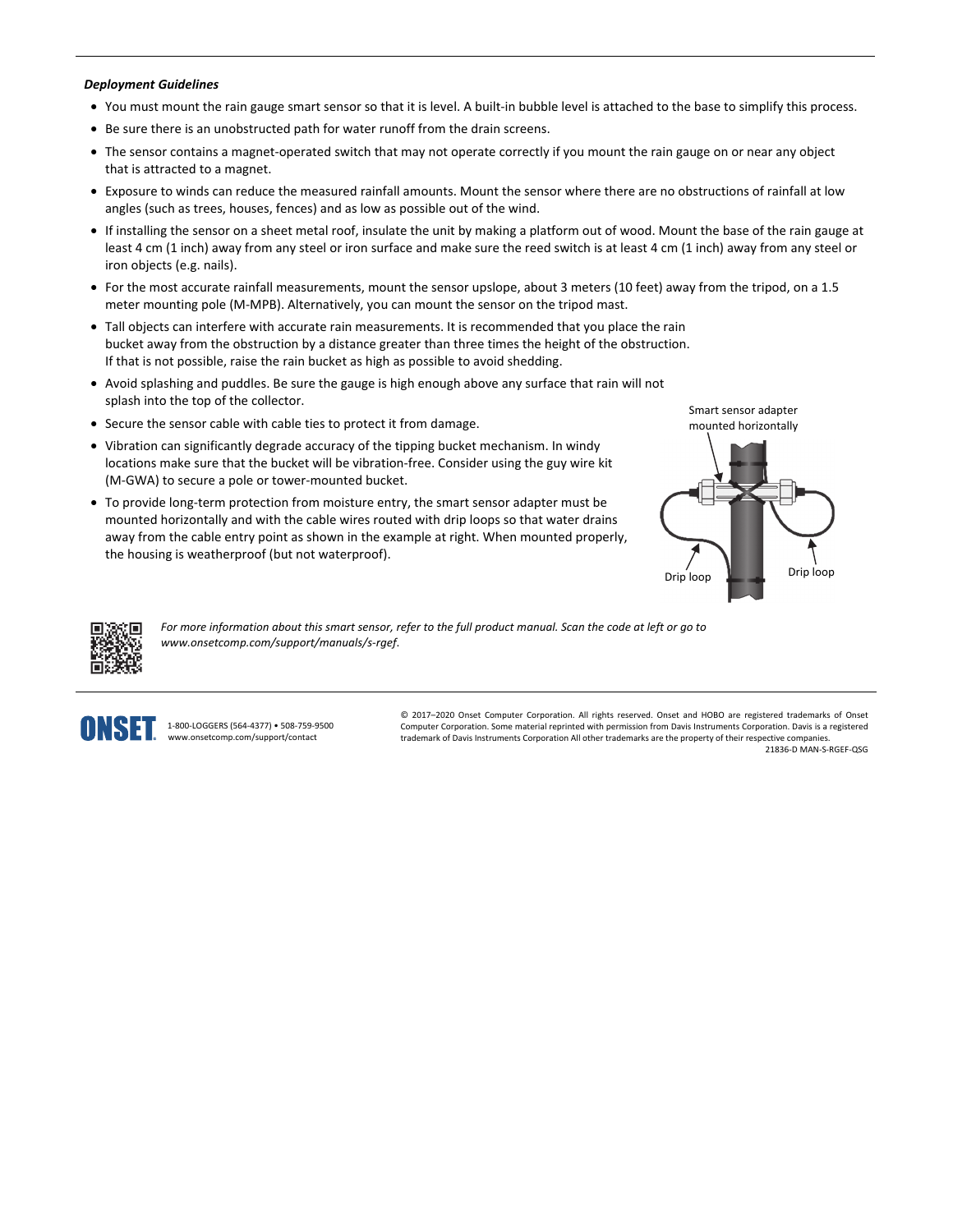***Deployment Guidelines***

- You must mount the rain gauge smart sensor so that it is level. A built-in bubble level is attached to the base to simplify this process.
- Be sure there is an unobstructed path for water runoff from the drain screens.
- The sensor contains a magnet-operated switch that may not operate correctly if you mount the rain gauge on or near any object that is attracted to a magnet.
- Exposure to winds can reduce the measured rainfall amounts. Mount the sensor where there are no obstructions of rainfall at low angles (such as trees, houses, fences) and as low as possible out of the wind.
- If installing the sensor on a sheet metal roof, insulate the unit by making a platform out of wood. Mount the base of the rain gauge at least 4 cm (1 inch) away from any steel or iron surface and make sure the reed switch is at least 4 cm (1 inch) away from any steel or iron objects (e.g. nails).
- For the most accurate rainfall measurements, mount the sensor upslope, about 3 meters (10 feet) away from the tripod, on a 1.5 meter mounting pole (M-MPB). Alternatively, you can mount the sensor on the tripod mast.
- Tall objects can interfere with accurate rain measurements. It is recommended that you place the rain bucket away from the obstruction by a distance greater than three times the height of the obstruction. If that is not possible, raise the rain bucket as high as possible to avoid shedding.
- Avoid splashing and puddles. Be sure the gauge is high enough above any surface that rain will not splash into the top of the collector.
- Secure the sensor cable with cable ties to protect it from damage.
- Vibration can significantly degrade accuracy of the tipping bucket mechanism. In windy locations make sure that the bucket will be vibration-free. Consider using the guy wire kit (M-GWA) to secure a pole or tower-mounted bucket.
- To provide long-term protection from moisture entry, the smart sensor adapter must be mounted horizontally and with the cable wires routed with drip loops so that water drains away from the cable entry point as shown in the example at right. When mounted properly, the housing is weatherproof (but not waterproof).

Smart sensor adapter mounted horizontally

Drip loop

Drip loop

*For more information about this smart sensor, refer to the full product manual. Scan the code at left or go to www.onsetcomp.com/support/manuals/s-rgef.*

ONSET

1-800-LOGGERS (564-4377) • 508-759-9500
www.onsetcomp.com/support/contact

© 2017–2020 Onset Computer Corporation. All rights reserved. Onset and HOBO are registered trademarks of Onset Computer Corporation. Some material reprinted with permission from Davis Instruments Corporation. Davis is a registered trademark of Davis Instruments Corporation All other trademarks are the property of their respective companies.

21836-D MAN-S-RGEF-QSG